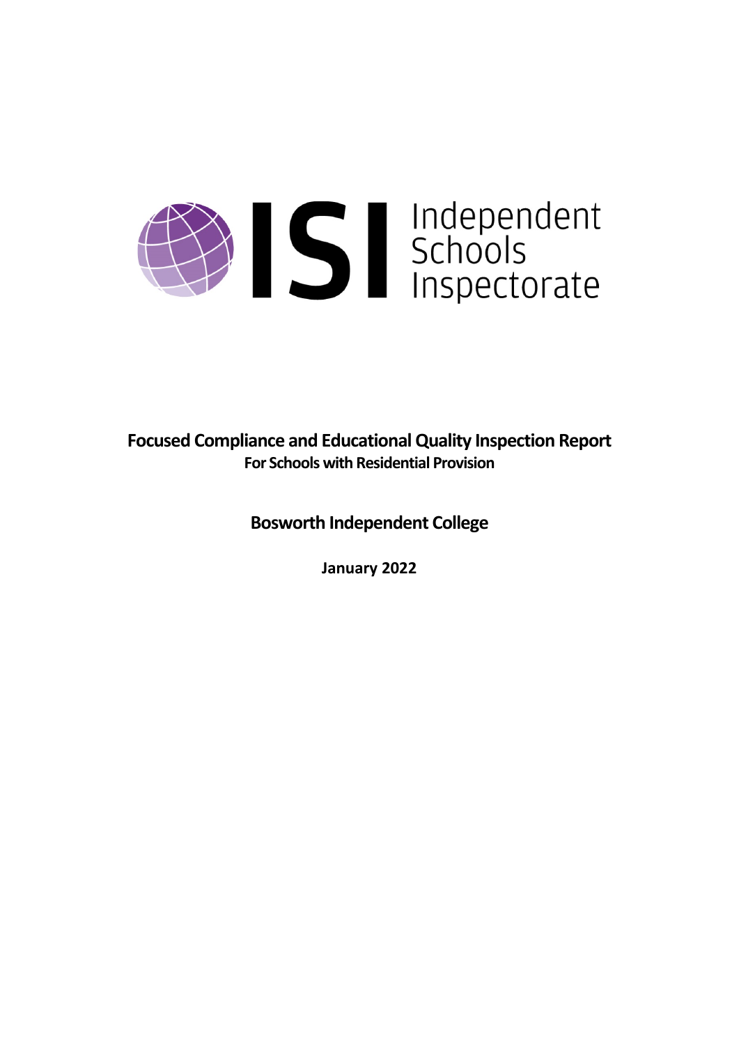ISI Independent Schools Inspectorate

# Focused Compliance and Educational Quality Inspection Report

**For Schools with Residential Provision**

## Bosworth Independent College

**January 2022**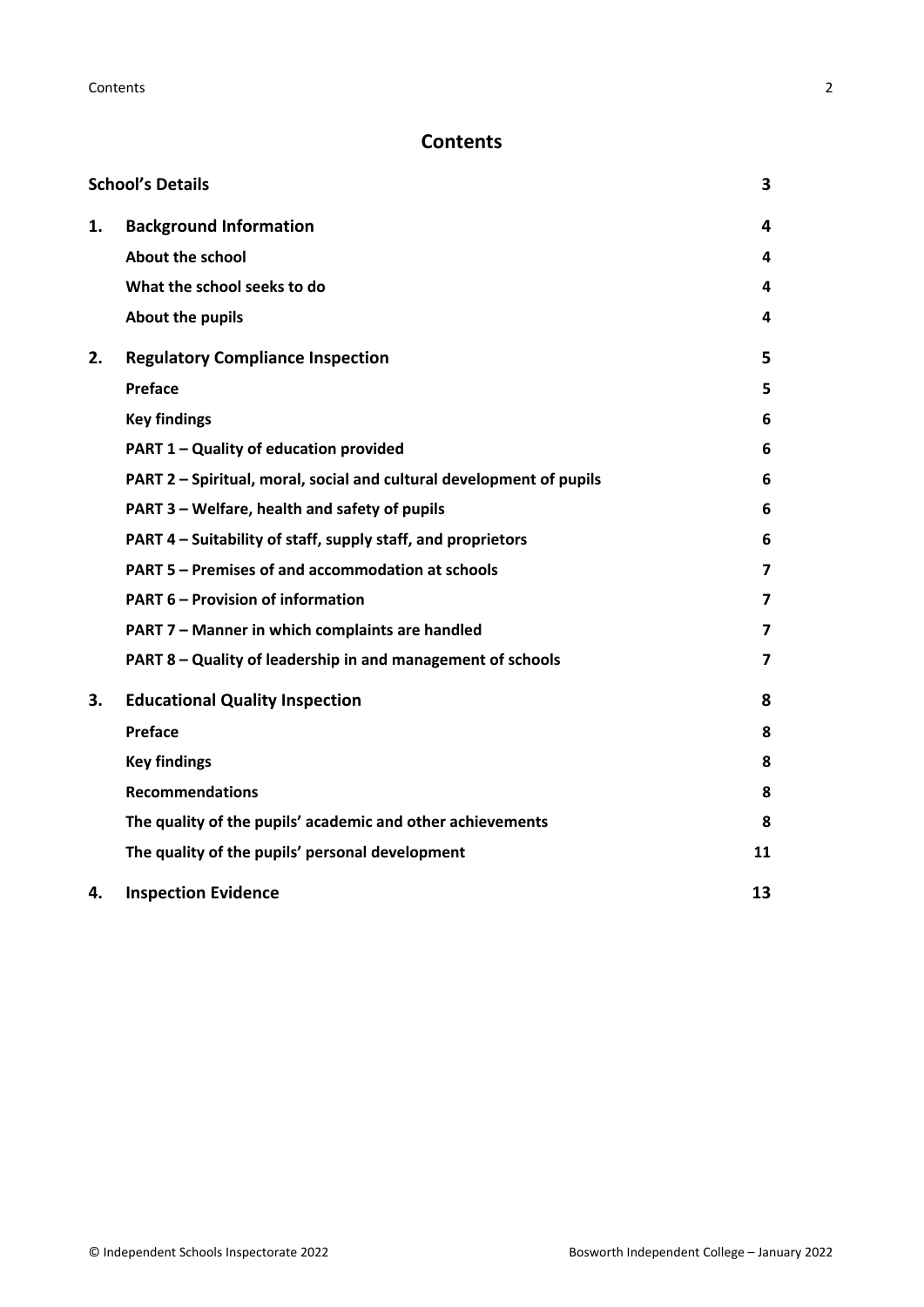# Contents

| | | |
|---|---|---|
| **School's Details** | | **3** |
| **1.** | **Background Information** | **4** |
| | **About the school** | **4** |
| | **What the school seeks to do** | **4** |
| | **About the pupils** | **4** |
| **2.** | **Regulatory Compliance Inspection** | **5** |
| | **Preface** | **5** |
| | **Key findings** | **6** |
| | **PART 1 – Quality of education provided** | **6** |
| | **PART 2 – Spiritual, moral, social and cultural development of pupils** | **6** |
| | **PART 3 – Welfare, health and safety of pupils** | **6** |
| | **PART 4 – Suitability of staff, supply staff, and proprietors** | **6** |
| | **PART 5 – Premises of and accommodation at schools** | **7** |
| | **PART 6 – Provision of information** | **7** |
| | **PART 7 – Manner in which complaints are handled** | **7** |
| | **PART 8 – Quality of leadership in and management of schools** | **7** |
| **3.** | **Educational Quality Inspection** | **8** |
| | **Preface** | **8** |
| | **Key findings** | **8** |
| | **Recommendations** | **8** |
| | **The quality of the pupils' academic and other achievements** | **8** |
| | **The quality of the pupils' personal development** | **11** |
| **4.** | **Inspection Evidence** | **13** |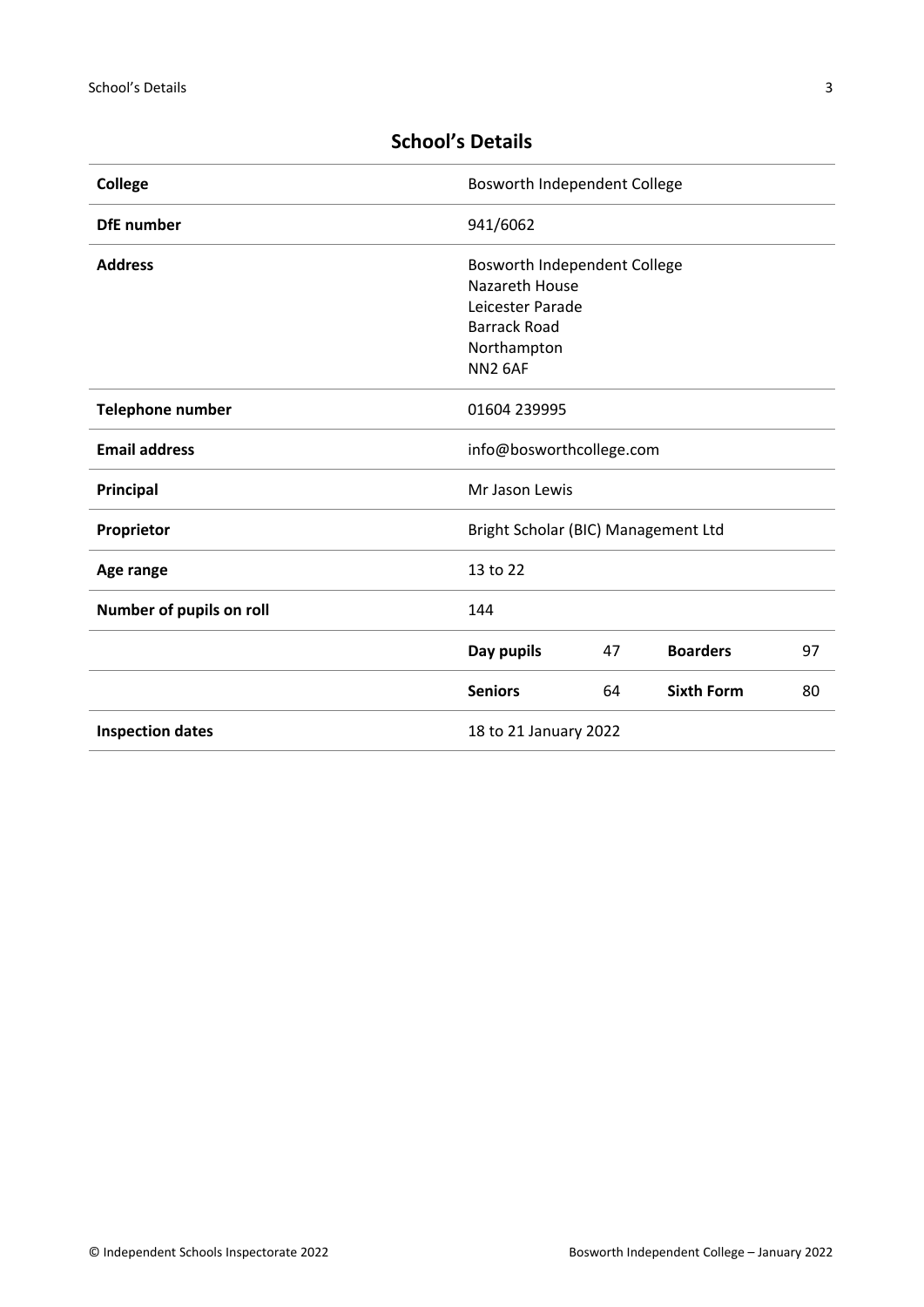## School's Details

| | | | | |
|---|---|---|---|---|
| **College** | Bosworth Independent College | | | |
| **DfE number** | 941/6062 | | | |
| **Address** | Bosworth Independent College<br>Nazareth House<br>Leicester Parade<br>Barrack Road<br>Northampton<br>NN2 6AF | | | |
| **Telephone number** | 01604 239995 | | | |
| **Email address** | info@bosworthcollege.com | | | |
| **Principal** | Mr Jason Lewis | | | |
| **Proprietor** | Bright Scholar (BIC) Management Ltd | | | |
| **Age range** | 13 to 22 | | | |
| **Number of pupils on roll** | 144 | | | |
| | **Day pupils** | 47 | **Boarders** | 97 |
| | **Seniors** | 64 | **Sixth Form** | 80 |
| **Inspection dates** | 18 to 21 January 2022 | | | |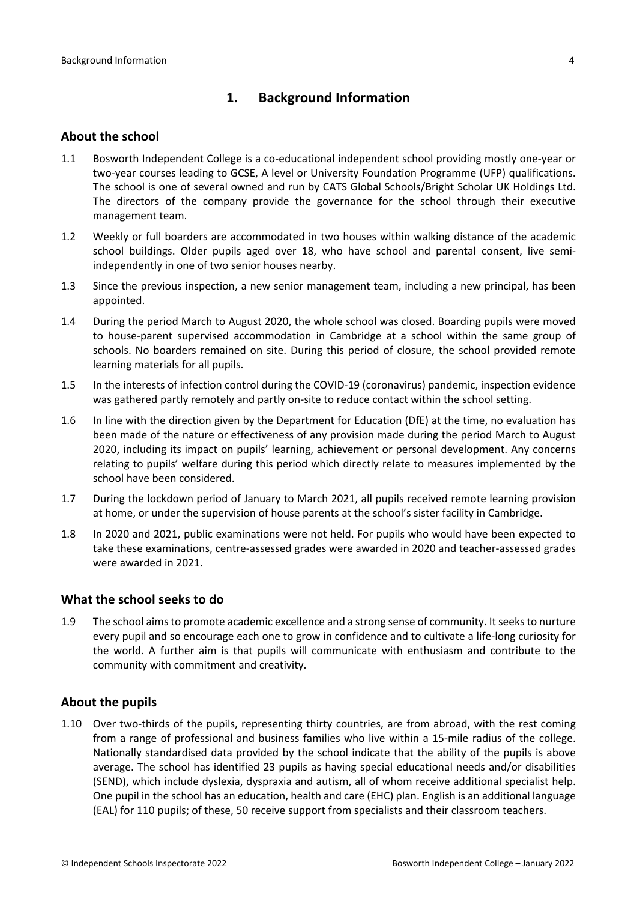# 1. Background Information

## About the school

1.1 Bosworth Independent College is a co-educational independent school providing mostly one-year or two-year courses leading to GCSE, A level or University Foundation Programme (UFP) qualifications. The school is one of several owned and run by CATS Global Schools/Bright Scholar UK Holdings Ltd. The directors of the company provide the governance for the school through their executive management team.

1.2 Weekly or full boarders are accommodated in two houses within walking distance of the academic school buildings. Older pupils aged over 18, who have school and parental consent, live semi-independently in one of two senior houses nearby.

1.3 Since the previous inspection, a new senior management team, including a new principal, has been appointed.

1.4 During the period March to August 2020, the whole school was closed. Boarding pupils were moved to house-parent supervised accommodation in Cambridge at a school within the same group of schools. No boarders remained on site. During this period of closure, the school provided remote learning materials for all pupils.

1.5 In the interests of infection control during the COVID-19 (coronavirus) pandemic, inspection evidence was gathered partly remotely and partly on-site to reduce contact within the school setting.

1.6 In line with the direction given by the Department for Education (DfE) at the time, no evaluation has been made of the nature or effectiveness of any provision made during the period March to August 2020, including its impact on pupils' learning, achievement or personal development. Any concerns relating to pupils' welfare during this period which directly relate to measures implemented by the school have been considered.

1.7 During the lockdown period of January to March 2021, all pupils received remote learning provision at home, or under the supervision of house parents at the school's sister facility in Cambridge.

1.8 In 2020 and 2021, public examinations were not held. For pupils who would have been expected to take these examinations, centre-assessed grades were awarded in 2020 and teacher-assessed grades were awarded in 2021.

## What the school seeks to do

1.9 The school aims to promote academic excellence and a strong sense of community. It seeks to nurture every pupil and so encourage each one to grow in confidence and to cultivate a life-long curiosity for the world. A further aim is that pupils will communicate with enthusiasm and contribute to the community with commitment and creativity.

## About the pupils

1.10 Over two-thirds of the pupils, representing thirty countries, are from abroad, with the rest coming from a range of professional and business families who live within a 15-mile radius of the college. Nationally standardised data provided by the school indicate that the ability of the pupils is above average. The school has identified 23 pupils as having special educational needs and/or disabilities (SEND), which include dyslexia, dyspraxia and autism, all of whom receive additional specialist help. One pupil in the school has an education, health and care (EHC) plan. English is an additional language (EAL) for 110 pupils; of these, 50 receive support from specialists and their classroom teachers.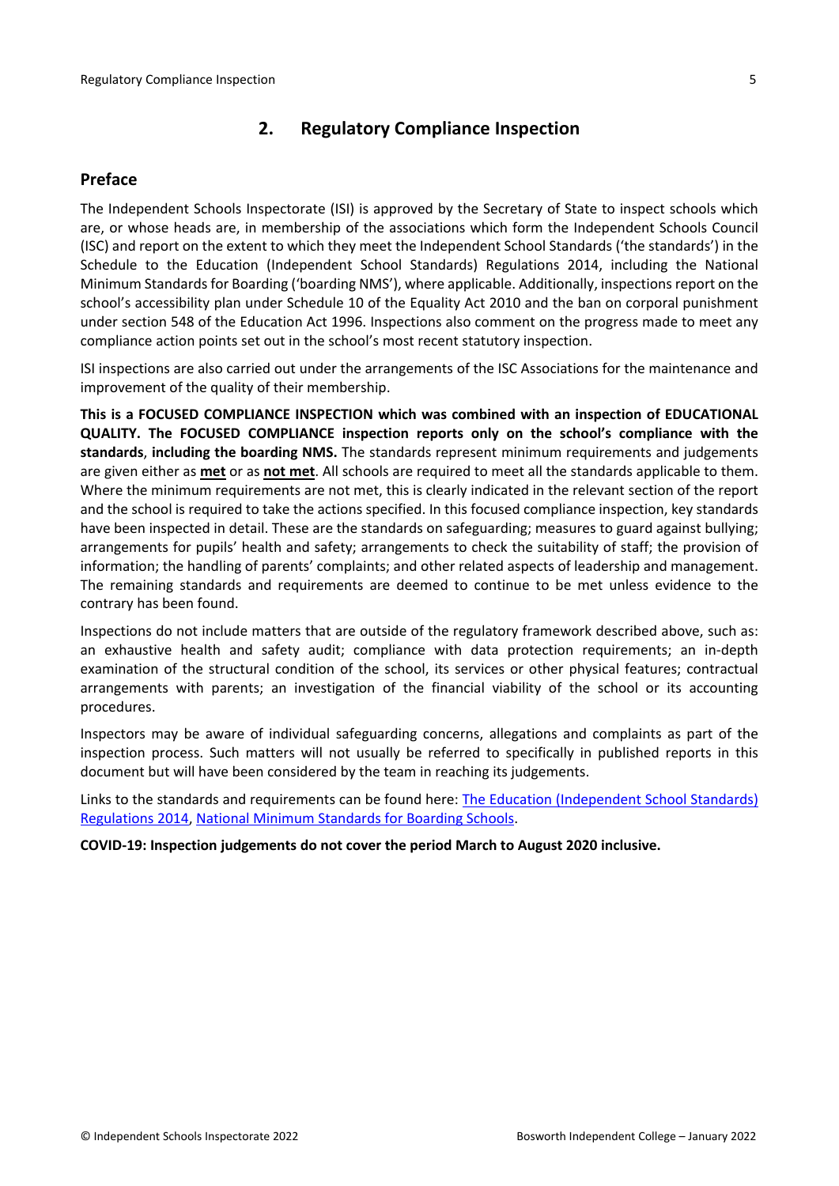## 2. Regulatory Compliance Inspection

### Preface

The Independent Schools Inspectorate (ISI) is approved by the Secretary of State to inspect schools which are, or whose heads are, in membership of the associations which form the Independent Schools Council (ISC) and report on the extent to which they meet the Independent School Standards ('the standards') in the Schedule to the Education (Independent School Standards) Regulations 2014, including the National Minimum Standards for Boarding ('boarding NMS'), where applicable. Additionally, inspections report on the school's accessibility plan under Schedule 10 of the Equality Act 2010 and the ban on corporal punishment under section 548 of the Education Act 1996. Inspections also comment on the progress made to meet any compliance action points set out in the school's most recent statutory inspection.

ISI inspections are also carried out under the arrangements of the ISC Associations for the maintenance and improvement of the quality of their membership.

**This is a FOCUSED COMPLIANCE INSPECTION which was combined with an inspection of EDUCATIONAL QUALITY. The FOCUSED COMPLIANCE inspection reports only on the school's compliance with the standards**, **including the boarding NMS.** The standards represent minimum requirements and judgements are given either as **met** or as **not met**. All schools are required to meet all the standards applicable to them. Where the minimum requirements are not met, this is clearly indicated in the relevant section of the report and the school is required to take the actions specified. In this focused compliance inspection, key standards have been inspected in detail. These are the standards on safeguarding; measures to guard against bullying; arrangements for pupils' health and safety; arrangements to check the suitability of staff; the provision of information; the handling of parents' complaints; and other related aspects of leadership and management. The remaining standards and requirements are deemed to continue to be met unless evidence to the contrary has been found.

Inspections do not include matters that are outside of the regulatory framework described above, such as: an exhaustive health and safety audit; compliance with data protection requirements; an in-depth examination of the structural condition of the school, its services or other physical features; contractual arrangements with parents; an investigation of the financial viability of the school or its accounting procedures.

Inspectors may be aware of individual safeguarding concerns, allegations and complaints as part of the inspection process. Such matters will not usually be referred to specifically in published reports in this document but will have been considered by the team in reaching its judgements.

Links to the standards and requirements can be found here: The Education (Independent School Standards) Regulations 2014, National Minimum Standards for Boarding Schools.

**COVID-19: Inspection judgements do not cover the period March to August 2020 inclusive.**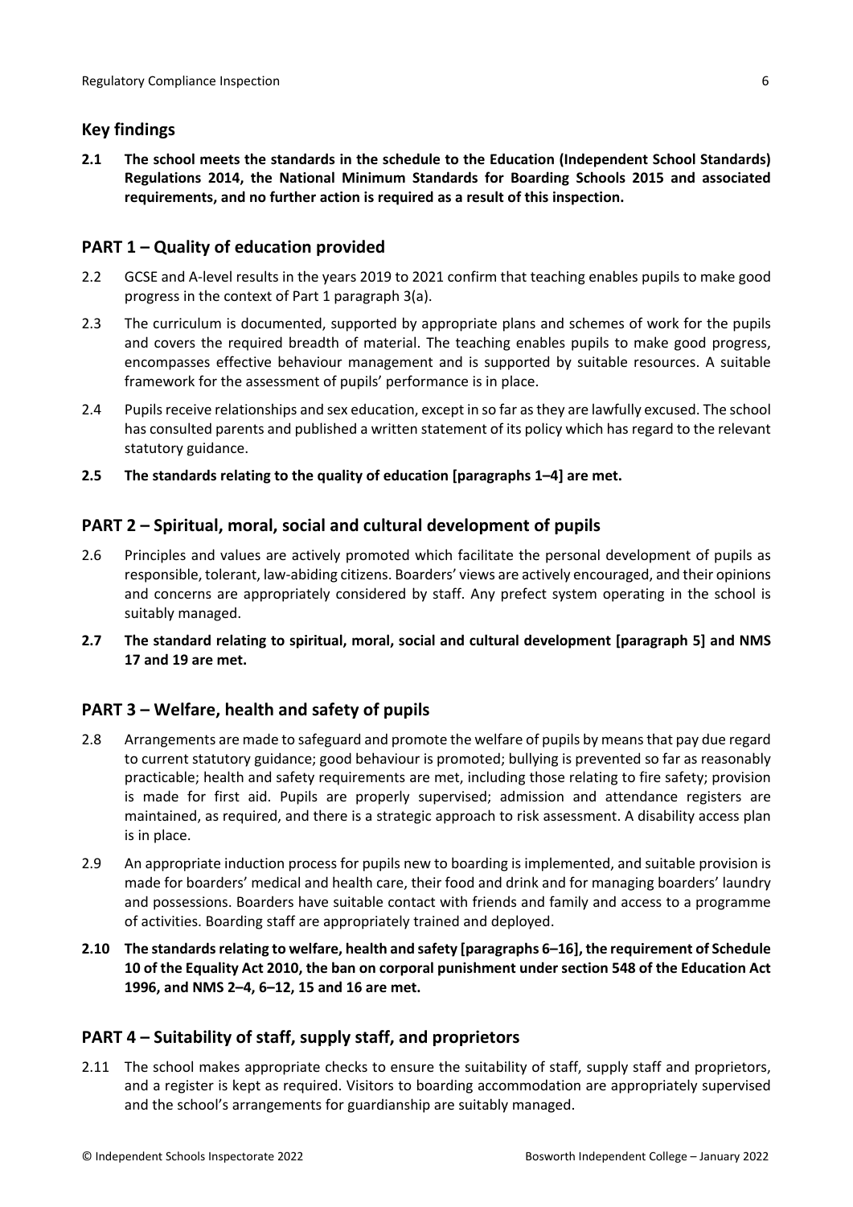## Key findings

**2.1 The school meets the standards in the schedule to the Education (Independent School Standards) Regulations 2014, the National Minimum Standards for Boarding Schools 2015 and associated requirements, and no further action is required as a result of this inspection.**

## PART 1 – Quality of education provided

2.2 GCSE and A-level results in the years 2019 to 2021 confirm that teaching enables pupils to make good progress in the context of Part 1 paragraph 3(a).

2.3 The curriculum is documented, supported by appropriate plans and schemes of work for the pupils and covers the required breadth of material. The teaching enables pupils to make good progress, encompasses effective behaviour management and is supported by suitable resources. A suitable framework for the assessment of pupils' performance is in place.

2.4 Pupils receive relationships and sex education, except in so far as they are lawfully excused. The school has consulted parents and published a written statement of its policy which has regard to the relevant statutory guidance.

**2.5 The standards relating to the quality of education [paragraphs 1–4] are met.**

## PART 2 – Spiritual, moral, social and cultural development of pupils

2.6 Principles and values are actively promoted which facilitate the personal development of pupils as responsible, tolerant, law-abiding citizens. Boarders' views are actively encouraged, and their opinions and concerns are appropriately considered by staff. Any prefect system operating in the school is suitably managed.

**2.7 The standard relating to spiritual, moral, social and cultural development [paragraph 5] and NMS 17 and 19 are met.**

## PART 3 – Welfare, health and safety of pupils

2.8 Arrangements are made to safeguard and promote the welfare of pupils by means that pay due regard to current statutory guidance; good behaviour is promoted; bullying is prevented so far as reasonably practicable; health and safety requirements are met, including those relating to fire safety; provision is made for first aid. Pupils are properly supervised; admission and attendance registers are maintained, as required, and there is a strategic approach to risk assessment. A disability access plan is in place.

2.9 An appropriate induction process for pupils new to boarding is implemented, and suitable provision is made for boarders' medical and health care, their food and drink and for managing boarders' laundry and possessions. Boarders have suitable contact with friends and family and access to a programme of activities. Boarding staff are appropriately trained and deployed.

**2.10 The standards relating to welfare, health and safety [paragraphs 6–16], the requirement of Schedule 10 of the Equality Act 2010, the ban on corporal punishment under section 548 of the Education Act 1996, and NMS 2–4, 6–12, 15 and 16 are met.**

## PART 4 – Suitability of staff, supply staff, and proprietors

2.11 The school makes appropriate checks to ensure the suitability of staff, supply staff and proprietors, and a register is kept as required. Visitors to boarding accommodation are appropriately supervised and the school's arrangements for guardianship are suitably managed.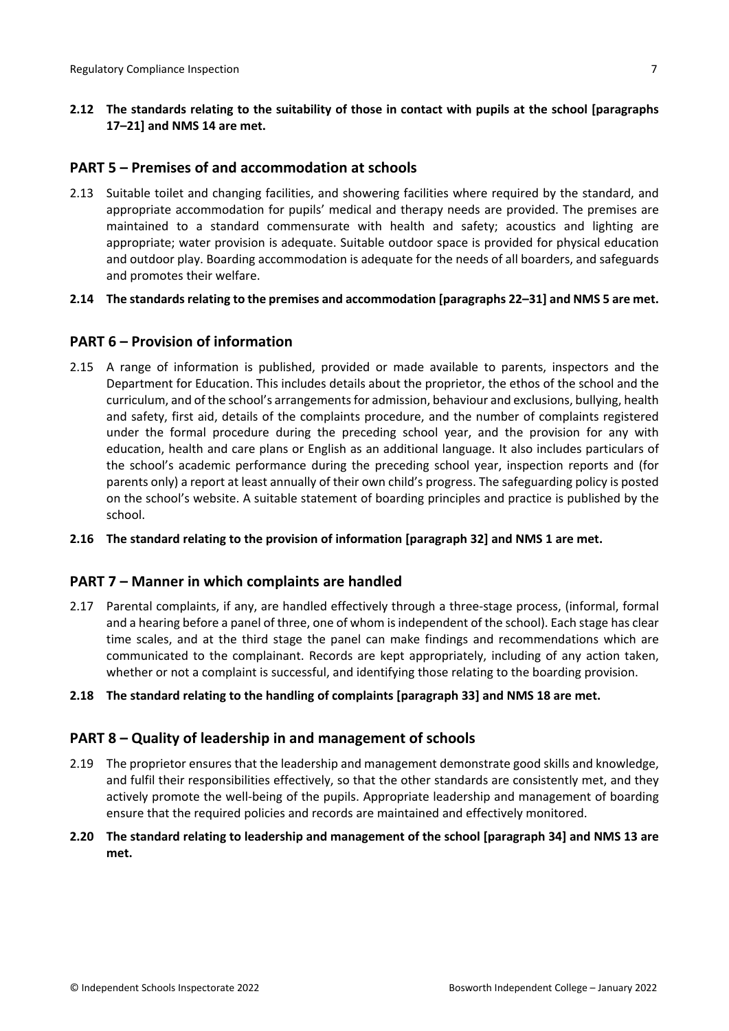**2.12 The standards relating to the suitability of those in contact with pupils at the school [paragraphs 17–21] and NMS 14 are met.**

## PART 5 – Premises of and accommodation at schools

2.13 Suitable toilet and changing facilities, and showering facilities where required by the standard, and appropriate accommodation for pupils' medical and therapy needs are provided. The premises are maintained to a standard commensurate with health and safety; acoustics and lighting are appropriate; water provision is adequate. Suitable outdoor space is provided for physical education and outdoor play. Boarding accommodation is adequate for the needs of all boarders, and safeguards and promotes their welfare.

**2.14 The standards relating to the premises and accommodation [paragraphs 22–31] and NMS 5 are met.**

## PART 6 – Provision of information

2.15 A range of information is published, provided or made available to parents, inspectors and the Department for Education. This includes details about the proprietor, the ethos of the school and the curriculum, and of the school's arrangements for admission, behaviour and exclusions, bullying, health and safety, first aid, details of the complaints procedure, and the number of complaints registered under the formal procedure during the preceding school year, and the provision for any with education, health and care plans or English as an additional language. It also includes particulars of the school's academic performance during the preceding school year, inspection reports and (for parents only) a report at least annually of their own child's progress. The safeguarding policy is posted on the school's website. A suitable statement of boarding principles and practice is published by the school.

**2.16 The standard relating to the provision of information [paragraph 32] and NMS 1 are met.**

## PART 7 – Manner in which complaints are handled

2.17 Parental complaints, if any, are handled effectively through a three-stage process, (informal, formal and a hearing before a panel of three, one of whom is independent of the school). Each stage has clear time scales, and at the third stage the panel can make findings and recommendations which are communicated to the complainant. Records are kept appropriately, including of any action taken, whether or not a complaint is successful, and identifying those relating to the boarding provision.

**2.18 The standard relating to the handling of complaints [paragraph 33] and NMS 18 are met.**

## PART 8 – Quality of leadership in and management of schools

2.19 The proprietor ensures that the leadership and management demonstrate good skills and knowledge, and fulfil their responsibilities effectively, so that the other standards are consistently met, and they actively promote the well-being of the pupils. Appropriate leadership and management of boarding ensure that the required policies and records are maintained and effectively monitored.

**2.20 The standard relating to leadership and management of the school [paragraph 34] and NMS 13 are met.**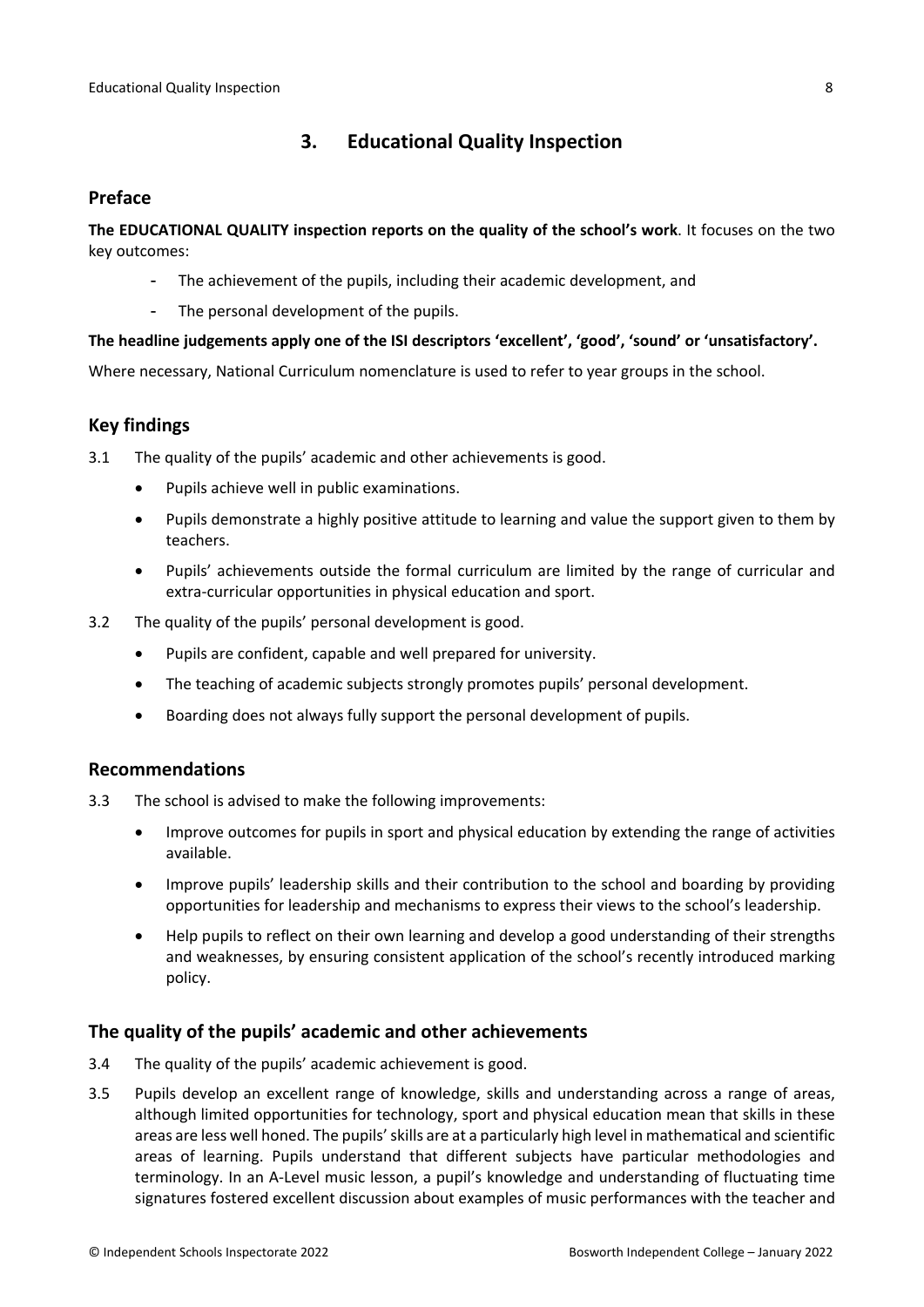## 3. Educational Quality Inspection

### Preface

**The EDUCATIONAL QUALITY inspection reports on the quality of the school's work**. It focuses on the two key outcomes:

- The achievement of the pupils, including their academic development, and
- The personal development of the pupils.

**The headline judgements apply one of the ISI descriptors 'excellent', 'good', 'sound' or 'unsatisfactory'.**

Where necessary, National Curriculum nomenclature is used to refer to year groups in the school.

### Key findings

3.1 The quality of the pupils' academic and other achievements is good.

- Pupils achieve well in public examinations.
- Pupils demonstrate a highly positive attitude to learning and value the support given to them by teachers.
- Pupils' achievements outside the formal curriculum are limited by the range of curricular and extra-curricular opportunities in physical education and sport.

3.2 The quality of the pupils' personal development is good.

- Pupils are confident, capable and well prepared for university.
- The teaching of academic subjects strongly promotes pupils' personal development.
- Boarding does not always fully support the personal development of pupils.

### Recommendations

3.3 The school is advised to make the following improvements:

- Improve outcomes for pupils in sport and physical education by extending the range of activities available.
- Improve pupils' leadership skills and their contribution to the school and boarding by providing opportunities for leadership and mechanisms to express their views to the school's leadership.
- Help pupils to reflect on their own learning and develop a good understanding of their strengths and weaknesses, by ensuring consistent application of the school's recently introduced marking policy.

### The quality of the pupils' academic and other achievements

3.4 The quality of the pupils' academic achievement is good.

3.5 Pupils develop an excellent range of knowledge, skills and understanding across a range of areas, although limited opportunities for technology, sport and physical education mean that skills in these areas are less well honed. The pupils' skills are at a particularly high level in mathematical and scientific areas of learning. Pupils understand that different subjects have particular methodologies and terminology. In an A-Level music lesson, a pupil's knowledge and understanding of fluctuating time signatures fostered excellent discussion about examples of music performances with the teacher and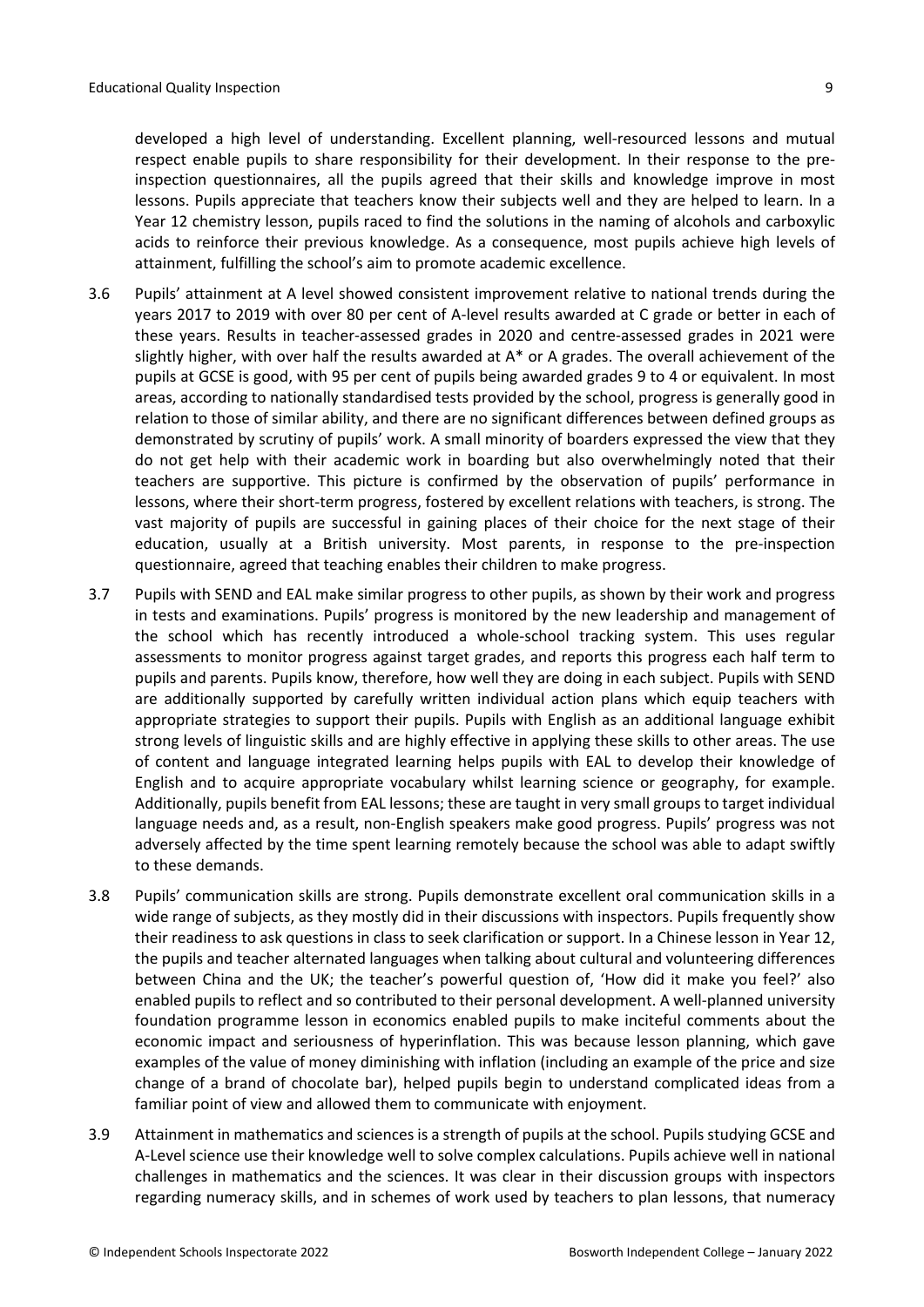developed a high level of understanding. Excellent planning, well-resourced lessons and mutual respect enable pupils to share responsibility for their development. In their response to the pre-inspection questionnaires, all the pupils agreed that their skills and knowledge improve in most lessons. Pupils appreciate that teachers know their subjects well and they are helped to learn. In a Year 12 chemistry lesson, pupils raced to find the solutions in the naming of alcohols and carboxylic acids to reinforce their previous knowledge. As a consequence, most pupils achieve high levels of attainment, fulfilling the school's aim to promote academic excellence.

3.6 Pupils' attainment at A level showed consistent improvement relative to national trends during the years 2017 to 2019 with over 80 per cent of A-level results awarded at C grade or better in each of these years. Results in teacher-assessed grades in 2020 and centre-assessed grades in 2021 were slightly higher, with over half the results awarded at A* or A grades. The overall achievement of the pupils at GCSE is good, with 95 per cent of pupils being awarded grades 9 to 4 or equivalent. In most areas, according to nationally standardised tests provided by the school, progress is generally good in relation to those of similar ability, and there are no significant differences between defined groups as demonstrated by scrutiny of pupils' work. A small minority of boarders expressed the view that they do not get help with their academic work in boarding but also overwhelmingly noted that their teachers are supportive. This picture is confirmed by the observation of pupils' performance in lessons, where their short-term progress, fostered by excellent relations with teachers, is strong. The vast majority of pupils are successful in gaining places of their choice for the next stage of their education, usually at a British university. Most parents, in response to the pre-inspection questionnaire, agreed that teaching enables their children to make progress.

3.7 Pupils with SEND and EAL make similar progress to other pupils, as shown by their work and progress in tests and examinations. Pupils' progress is monitored by the new leadership and management of the school which has recently introduced a whole-school tracking system. This uses regular assessments to monitor progress against target grades, and reports this progress each half term to pupils and parents. Pupils know, therefore, how well they are doing in each subject. Pupils with SEND are additionally supported by carefully written individual action plans which equip teachers with appropriate strategies to support their pupils. Pupils with English as an additional language exhibit strong levels of linguistic skills and are highly effective in applying these skills to other areas. The use of content and language integrated learning helps pupils with EAL to develop their knowledge of English and to acquire appropriate vocabulary whilst learning science or geography, for example. Additionally, pupils benefit from EAL lessons; these are taught in very small groups to target individual language needs and, as a result, non-English speakers make good progress. Pupils' progress was not adversely affected by the time spent learning remotely because the school was able to adapt swiftly to these demands.

3.8 Pupils' communication skills are strong. Pupils demonstrate excellent oral communication skills in a wide range of subjects, as they mostly did in their discussions with inspectors. Pupils frequently show their readiness to ask questions in class to seek clarification or support. In a Chinese lesson in Year 12, the pupils and teacher alternated languages when talking about cultural and volunteering differences between China and the UK; the teacher's powerful question of, 'How did it make you feel?' also enabled pupils to reflect and so contributed to their personal development. A well-planned university foundation programme lesson in economics enabled pupils to make inciteful comments about the economic impact and seriousness of hyperinflation. This was because lesson planning, which gave examples of the value of money diminishing with inflation (including an example of the price and size change of a brand of chocolate bar), helped pupils begin to understand complicated ideas from a familiar point of view and allowed them to communicate with enjoyment.

3.9 Attainment in mathematics and sciences is a strength of pupils at the school. Pupils studying GCSE and A-Level science use their knowledge well to solve complex calculations. Pupils achieve well in national challenges in mathematics and the sciences. It was clear in their discussion groups with inspectors regarding numeracy skills, and in schemes of work used by teachers to plan lessons, that numeracy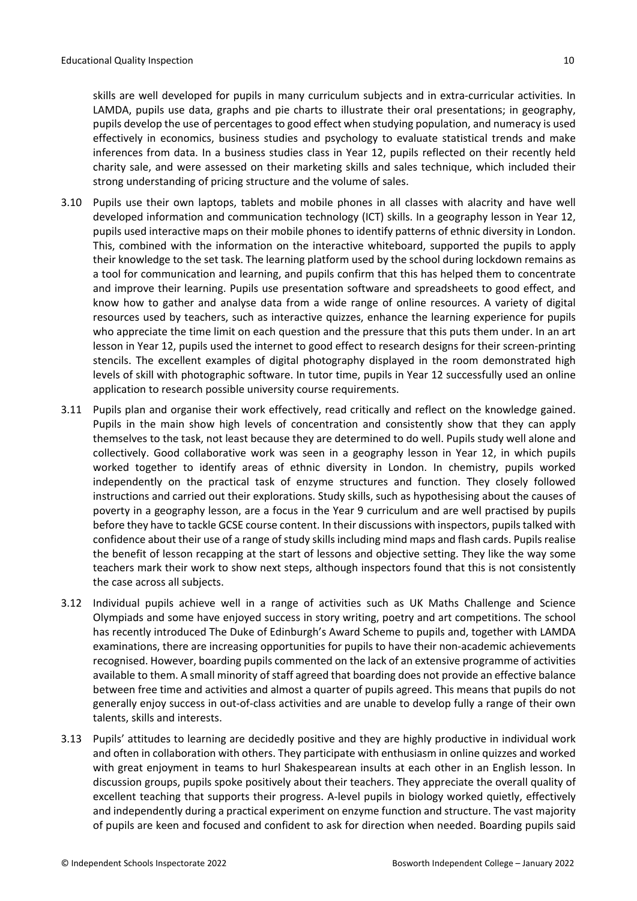skills are well developed for pupils in many curriculum subjects and in extra-curricular activities. In LAMDA, pupils use data, graphs and pie charts to illustrate their oral presentations; in geography, pupils develop the use of percentages to good effect when studying population, and numeracy is used effectively in economics, business studies and psychology to evaluate statistical trends and make inferences from data. In a business studies class in Year 12, pupils reflected on their recently held charity sale, and were assessed on their marketing skills and sales technique, which included their strong understanding of pricing structure and the volume of sales.

3.10 Pupils use their own laptops, tablets and mobile phones in all classes with alacrity and have well developed information and communication technology (ICT) skills. In a geography lesson in Year 12, pupils used interactive maps on their mobile phones to identify patterns of ethnic diversity in London. This, combined with the information on the interactive whiteboard, supported the pupils to apply their knowledge to the set task. The learning platform used by the school during lockdown remains as a tool for communication and learning, and pupils confirm that this has helped them to concentrate and improve their learning. Pupils use presentation software and spreadsheets to good effect, and know how to gather and analyse data from a wide range of online resources. A variety of digital resources used by teachers, such as interactive quizzes, enhance the learning experience for pupils who appreciate the time limit on each question and the pressure that this puts them under. In an art lesson in Year 12, pupils used the internet to good effect to research designs for their screen-printing stencils. The excellent examples of digital photography displayed in the room demonstrated high levels of skill with photographic software. In tutor time, pupils in Year 12 successfully used an online application to research possible university course requirements.

3.11 Pupils plan and organise their work effectively, read critically and reflect on the knowledge gained. Pupils in the main show high levels of concentration and consistently show that they can apply themselves to the task, not least because they are determined to do well. Pupils study well alone and collectively. Good collaborative work was seen in a geography lesson in Year 12, in which pupils worked together to identify areas of ethnic diversity in London. In chemistry, pupils worked independently on the practical task of enzyme structures and function. They closely followed instructions and carried out their explorations. Study skills, such as hypothesising about the causes of poverty in a geography lesson, are a focus in the Year 9 curriculum and are well practised by pupils before they have to tackle GCSE course content. In their discussions with inspectors, pupils talked with confidence about their use of a range of study skills including mind maps and flash cards. Pupils realise the benefit of lesson recapping at the start of lessons and objective setting. They like the way some teachers mark their work to show next steps, although inspectors found that this is not consistently the case across all subjects.

3.12 Individual pupils achieve well in a range of activities such as UK Maths Challenge and Science Olympiads and some have enjoyed success in story writing, poetry and art competitions. The school has recently introduced The Duke of Edinburgh's Award Scheme to pupils and, together with LAMDA examinations, there are increasing opportunities for pupils to have their non-academic achievements recognised. However, boarding pupils commented on the lack of an extensive programme of activities available to them. A small minority of staff agreed that boarding does not provide an effective balance between free time and activities and almost a quarter of pupils agreed. This means that pupils do not generally enjoy success in out-of-class activities and are unable to develop fully a range of their own talents, skills and interests.

3.13 Pupils' attitudes to learning are decidedly positive and they are highly productive in individual work and often in collaboration with others. They participate with enthusiasm in online quizzes and worked with great enjoyment in teams to hurl Shakespearean insults at each other in an English lesson. In discussion groups, pupils spoke positively about their teachers. They appreciate the overall quality of excellent teaching that supports their progress. A-level pupils in biology worked quietly, effectively and independently during a practical experiment on enzyme function and structure. The vast majority of pupils are keen and focused and confident to ask for direction when needed. Boarding pupils said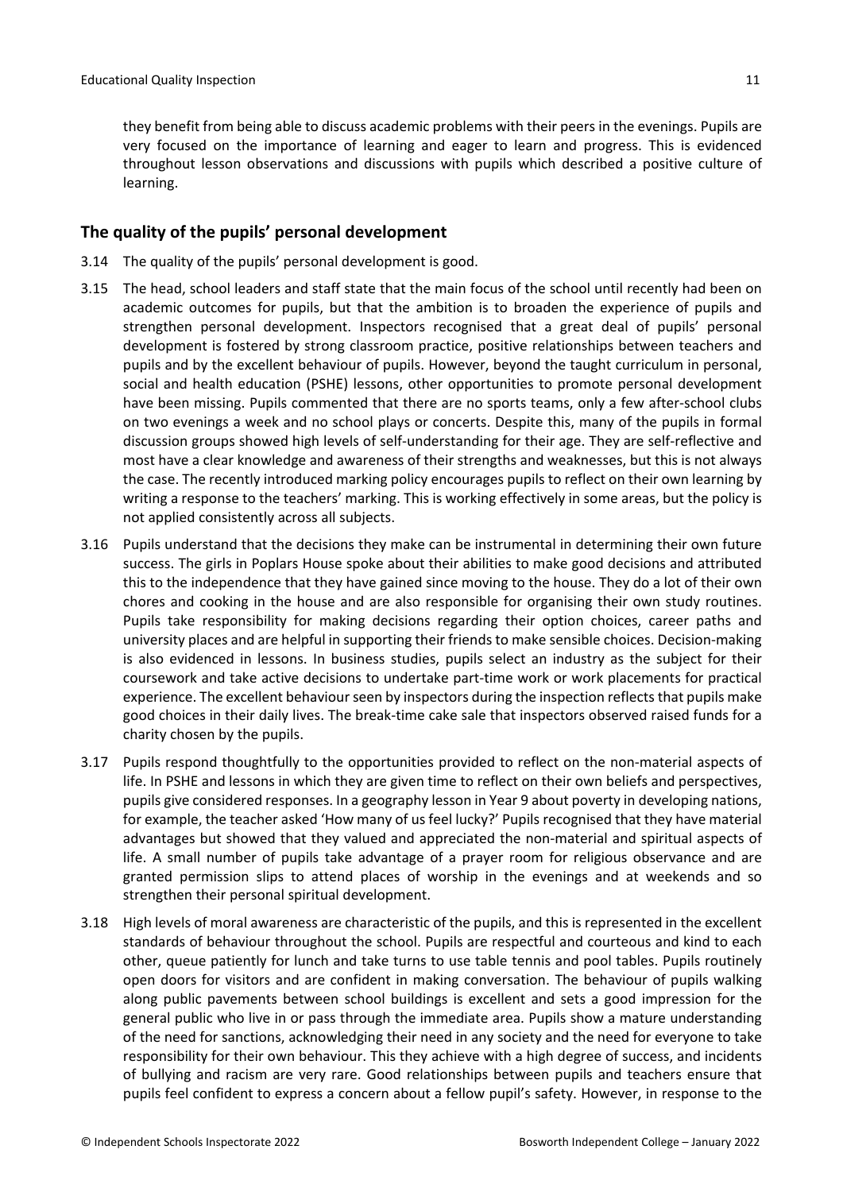they benefit from being able to discuss academic problems with their peers in the evenings. Pupils are very focused on the importance of learning and eager to learn and progress. This is evidenced throughout lesson observations and discussions with pupils which described a positive culture of learning.

## The quality of the pupils' personal development

3.14 The quality of the pupils' personal development is good.

3.15 The head, school leaders and staff state that the main focus of the school until recently had been on academic outcomes for pupils, but that the ambition is to broaden the experience of pupils and strengthen personal development. Inspectors recognised that a great deal of pupils' personal development is fostered by strong classroom practice, positive relationships between teachers and pupils and by the excellent behaviour of pupils. However, beyond the taught curriculum in personal, social and health education (PSHE) lessons, other opportunities to promote personal development have been missing. Pupils commented that there are no sports teams, only a few after-school clubs on two evenings a week and no school plays or concerts. Despite this, many of the pupils in formal discussion groups showed high levels of self-understanding for their age. They are self-reflective and most have a clear knowledge and awareness of their strengths and weaknesses, but this is not always the case. The recently introduced marking policy encourages pupils to reflect on their own learning by writing a response to the teachers' marking. This is working effectively in some areas, but the policy is not applied consistently across all subjects.

3.16 Pupils understand that the decisions they make can be instrumental in determining their own future success. The girls in Poplars House spoke about their abilities to make good decisions and attributed this to the independence that they have gained since moving to the house. They do a lot of their own chores and cooking in the house and are also responsible for organising their own study routines. Pupils take responsibility for making decisions regarding their option choices, career paths and university places and are helpful in supporting their friends to make sensible choices. Decision-making is also evidenced in lessons. In business studies, pupils select an industry as the subject for their coursework and take active decisions to undertake part-time work or work placements for practical experience. The excellent behaviour seen by inspectors during the inspection reflects that pupils make good choices in their daily lives. The break-time cake sale that inspectors observed raised funds for a charity chosen by the pupils.

3.17 Pupils respond thoughtfully to the opportunities provided to reflect on the non-material aspects of life. In PSHE and lessons in which they are given time to reflect on their own beliefs and perspectives, pupils give considered responses. In a geography lesson in Year 9 about poverty in developing nations, for example, the teacher asked 'How many of us feel lucky?' Pupils recognised that they have material advantages but showed that they valued and appreciated the non-material and spiritual aspects of life. A small number of pupils take advantage of a prayer room for religious observance and are granted permission slips to attend places of worship in the evenings and at weekends and so strengthen their personal spiritual development.

3.18 High levels of moral awareness are characteristic of the pupils, and this is represented in the excellent standards of behaviour throughout the school. Pupils are respectful and courteous and kind to each other, queue patiently for lunch and take turns to use table tennis and pool tables. Pupils routinely open doors for visitors and are confident in making conversation. The behaviour of pupils walking along public pavements between school buildings is excellent and sets a good impression for the general public who live in or pass through the immediate area. Pupils show a mature understanding of the need for sanctions, acknowledging their need in any society and the need for everyone to take responsibility for their own behaviour. This they achieve with a high degree of success, and incidents of bullying and racism are very rare. Good relationships between pupils and teachers ensure that pupils feel confident to express a concern about a fellow pupil's safety. However, in response to the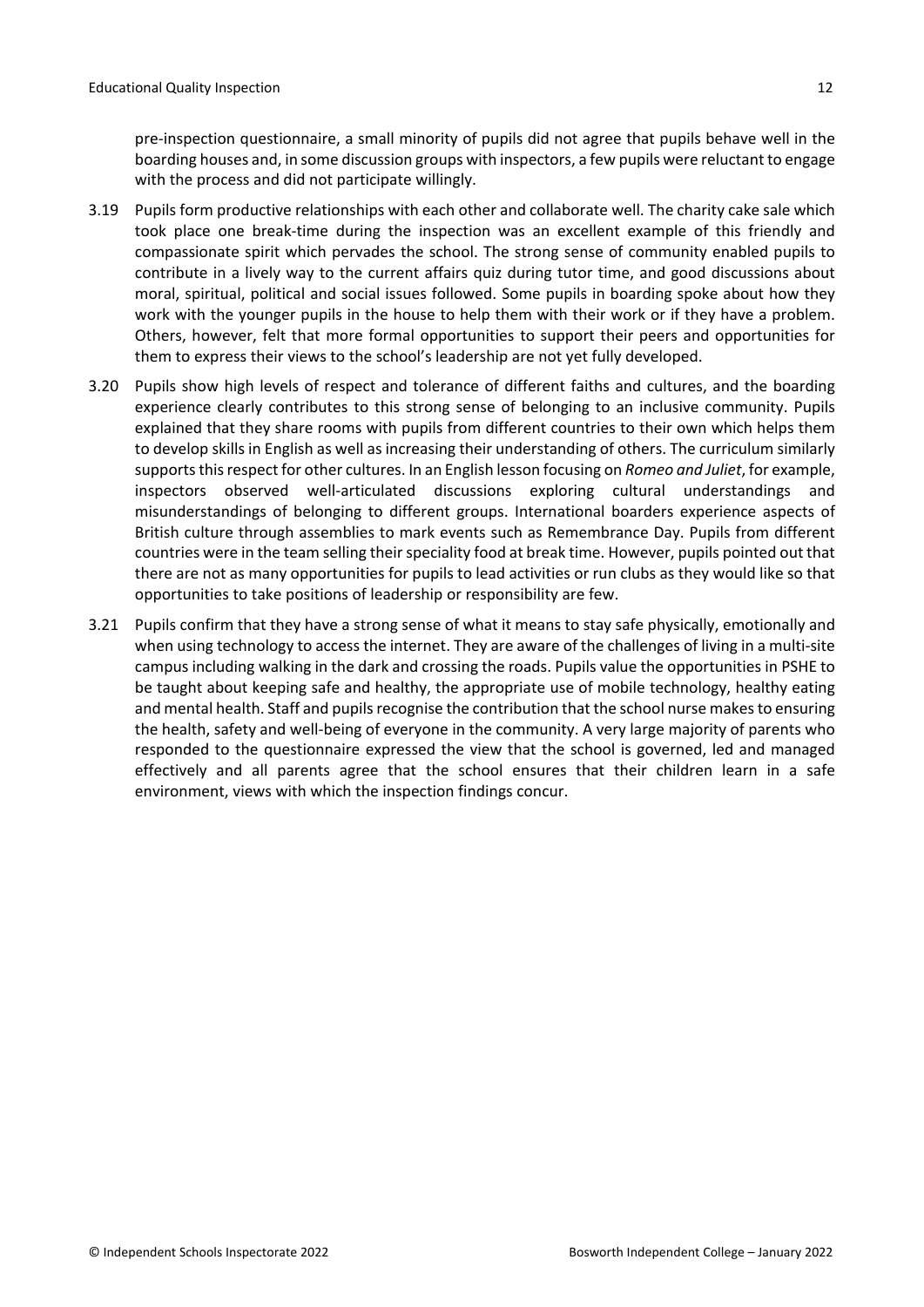pre-inspection questionnaire, a small minority of pupils did not agree that pupils behave well in the boarding houses and, in some discussion groups with inspectors, a few pupils were reluctant to engage with the process and did not participate willingly.

3.19 Pupils form productive relationships with each other and collaborate well. The charity cake sale which took place one break-time during the inspection was an excellent example of this friendly and compassionate spirit which pervades the school. The strong sense of community enabled pupils to contribute in a lively way to the current affairs quiz during tutor time, and good discussions about moral, spiritual, political and social issues followed. Some pupils in boarding spoke about how they work with the younger pupils in the house to help them with their work or if they have a problem. Others, however, felt that more formal opportunities to support their peers and opportunities for them to express their views to the school's leadership are not yet fully developed.

3.20 Pupils show high levels of respect and tolerance of different faiths and cultures, and the boarding experience clearly contributes to this strong sense of belonging to an inclusive community. Pupils explained that they share rooms with pupils from different countries to their own which helps them to develop skills in English as well as increasing their understanding of others. The curriculum similarly supports this respect for other cultures. In an English lesson focusing on *Romeo and Juliet*, for example, inspectors observed well-articulated discussions exploring cultural understandings and misunderstandings of belonging to different groups. International boarders experience aspects of British culture through assemblies to mark events such as Remembrance Day. Pupils from different countries were in the team selling their speciality food at break time. However, pupils pointed out that there are not as many opportunities for pupils to lead activities or run clubs as they would like so that opportunities to take positions of leadership or responsibility are few.

3.21 Pupils confirm that they have a strong sense of what it means to stay safe physically, emotionally and when using technology to access the internet. They are aware of the challenges of living in a multi-site campus including walking in the dark and crossing the roads. Pupils value the opportunities in PSHE to be taught about keeping safe and healthy, the appropriate use of mobile technology, healthy eating and mental health. Staff and pupils recognise the contribution that the school nurse makes to ensuring the health, safety and well-being of everyone in the community. A very large majority of parents who responded to the questionnaire expressed the view that the school is governed, led and managed effectively and all parents agree that the school ensures that their children learn in a safe environment, views with which the inspection findings concur.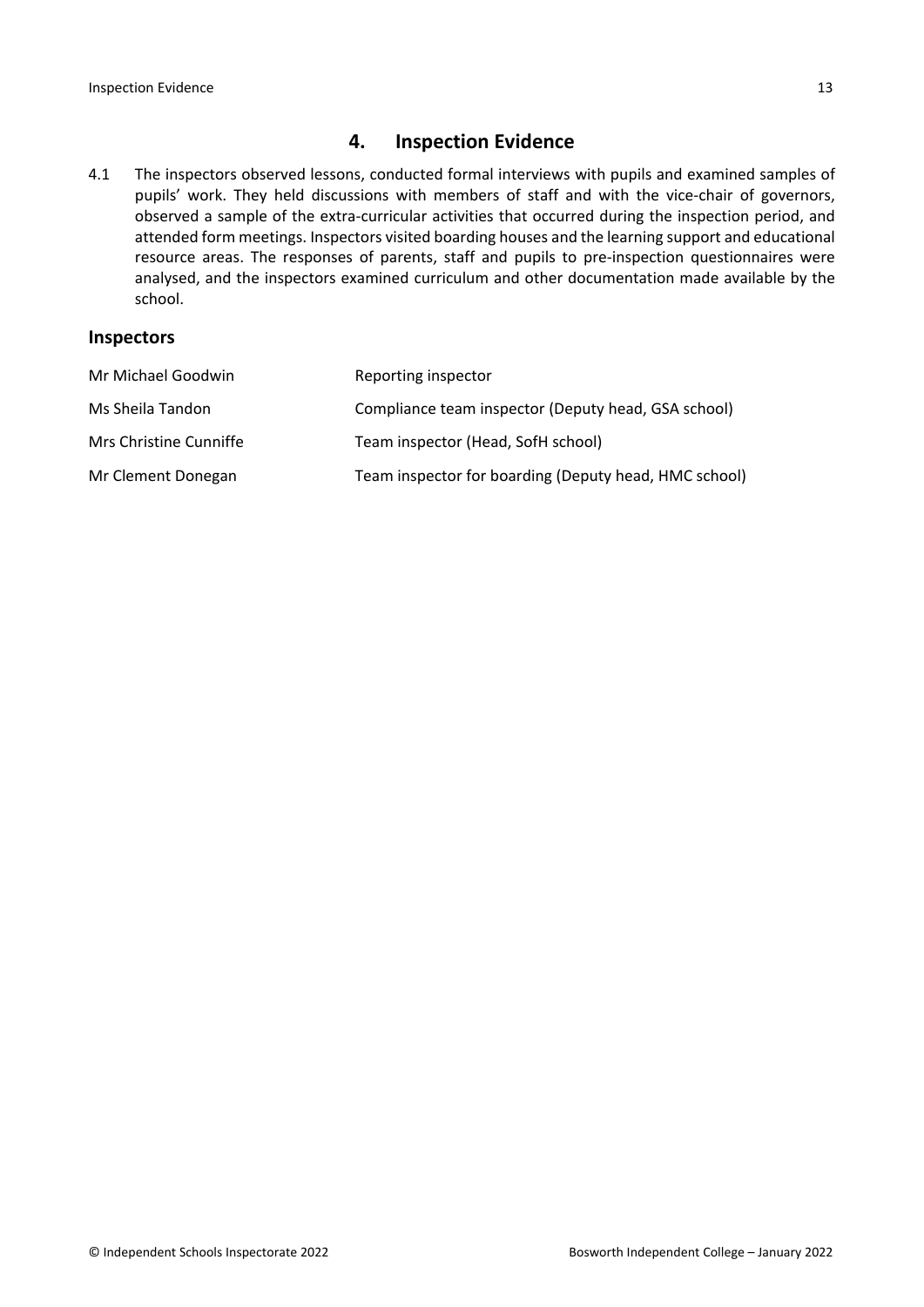## 4. Inspection Evidence

4.1 The inspectors observed lessons, conducted formal interviews with pupils and examined samples of pupils' work. They held discussions with members of staff and with the vice-chair of governors, observed a sample of the extra-curricular activities that occurred during the inspection period, and attended form meetings. Inspectors visited boarding houses and the learning support and educational resource areas. The responses of parents, staff and pupils to pre-inspection questionnaires were analysed, and the inspectors examined curriculum and other documentation made available by the school.

### Inspectors

| | |
|---|---|
| Mr Michael Goodwin | Reporting inspector |
| Ms Sheila Tandon | Compliance team inspector (Deputy head, GSA school) |
| Mrs Christine Cunniffe | Team inspector (Head, SofH school) |
| Mr Clement Donegan | Team inspector for boarding (Deputy head, HMC school) |